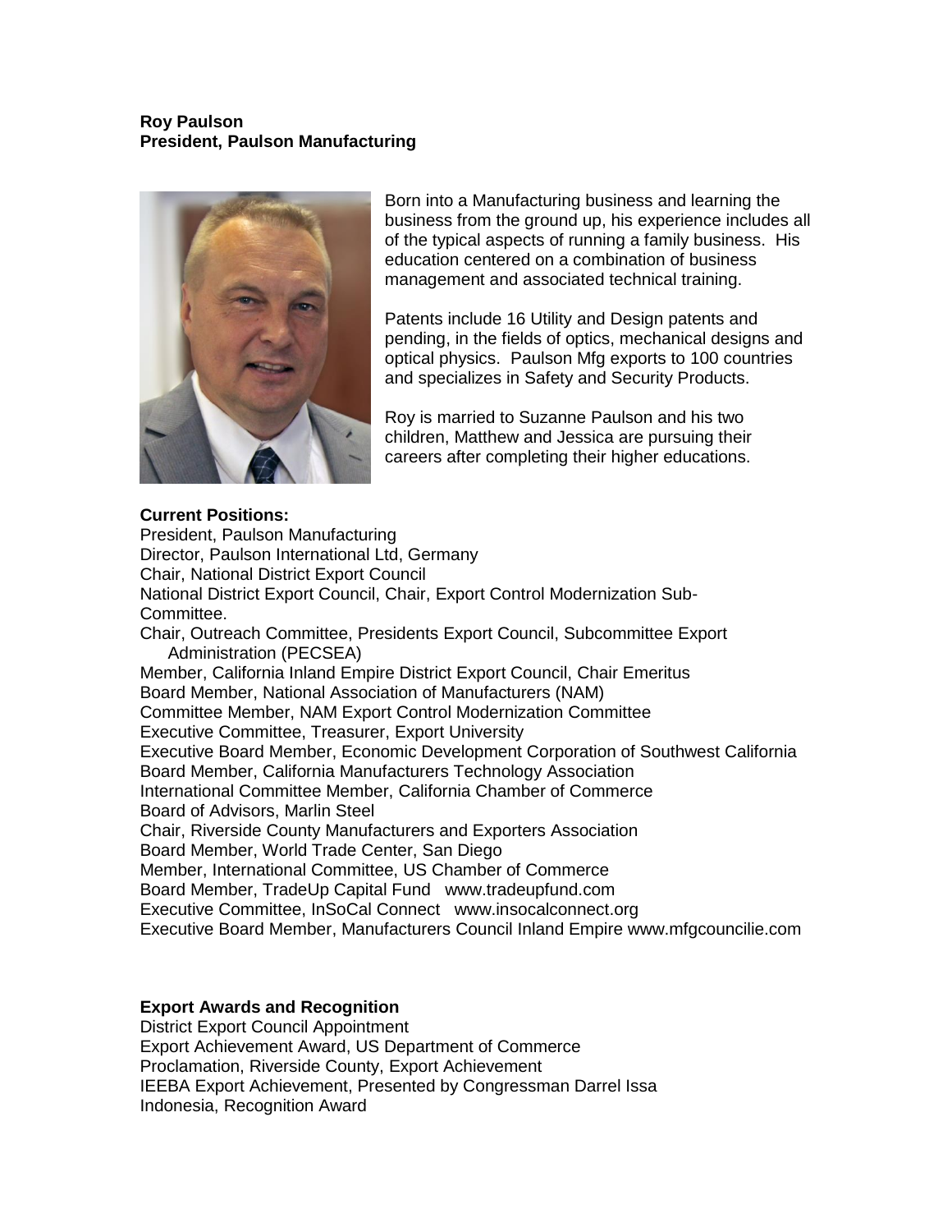**Roy Paulson**
**President, Paulson Manufacturing**

Born into a Manufacturing business and learning the business from the ground up, his experience includes all of the typical aspects of running a family business. His education centered on a combination of business management and associated technical training.

Patents include 16 Utility and Design patents and pending, in the fields of optics, mechanical designs and optical physics. Paulson Mfg exports to 100 countries and specializes in Safety and Security Products.

Roy is married to Suzanne Paulson and his two children, Matthew and Jessica are pursuing their careers after completing their higher educations.

**Current Positions:**

President, Paulson Manufacturing
Director, Paulson International Ltd, Germany
Chair, National District Export Council
National District Export Council, Chair, Export Control Modernization Sub-Committee.
Chair, Outreach Committee, Presidents Export Council, Subcommittee Export Administration (PECSEA)
Member, California Inland Empire District Export Council, Chair Emeritus
Board Member, National Association of Manufacturers (NAM)
Committee Member, NAM Export Control Modernization Committee
Executive Committee, Treasurer, Export University
Executive Board Member, Economic Development Corporation of Southwest California
Board Member, California Manufacturers Technology Association
International Committee Member, California Chamber of Commerce
Board of Advisors, Marlin Steel
Chair, Riverside County Manufacturers and Exporters Association
Board Member, World Trade Center, San Diego
Member, International Committee, US Chamber of Commerce
Board Member, TradeUp Capital Fund www.tradeupfund.com
Executive Committee, InSoCal Connect www.insocalconnect.org
Executive Board Member, Manufacturers Council Inland Empire www.mfgcouncilie.com

**Export Awards and Recognition**

District Export Council Appointment
Export Achievement Award, US Department of Commerce
Proclamation, Riverside County, Export Achievement
IEEBA Export Achievement, Presented by Congressman Darrel Issa
Indonesia, Recognition Award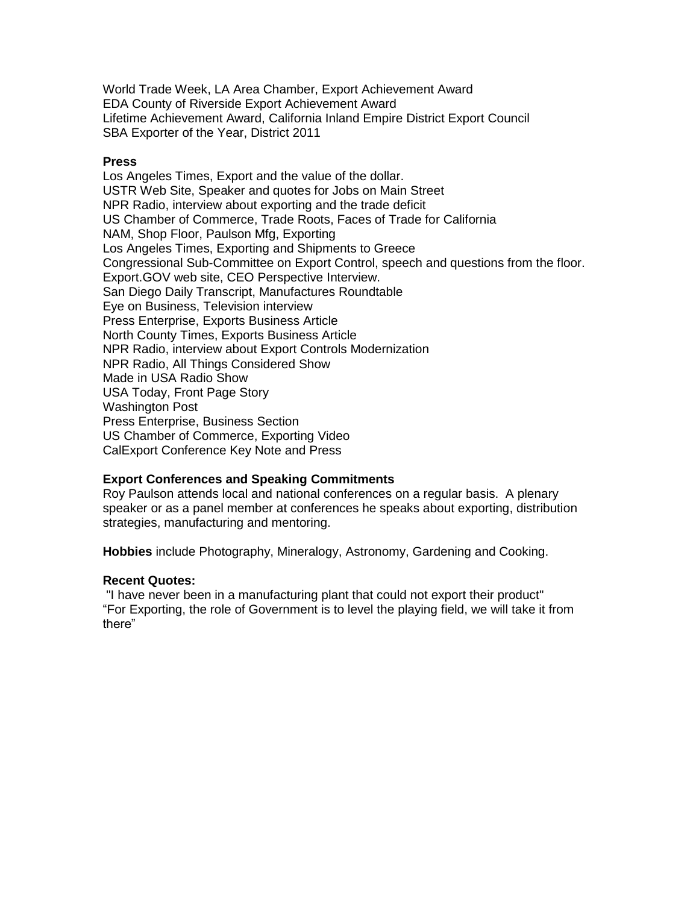World Trade Week, LA Area Chamber, Export Achievement Award
EDA County of Riverside Export Achievement Award
Lifetime Achievement Award, California Inland Empire District Export Council
SBA Exporter of the Year, District 2011

**Press**

Los Angeles Times, Export and the value of the dollar.
USTR Web Site, Speaker and quotes for Jobs on Main Street
NPR Radio, interview about exporting and the trade deficit
US Chamber of Commerce, Trade Roots, Faces of Trade for California
NAM, Shop Floor, Paulson Mfg, Exporting
Los Angeles Times, Exporting and Shipments to Greece
Congressional Sub-Committee on Export Control, speech and questions from the floor.
Export.GOV web site, CEO Perspective Interview.
San Diego Daily Transcript, Manufactures Roundtable
Eye on Business, Television interview
Press Enterprise, Exports Business Article
North County Times, Exports Business Article
NPR Radio, interview about Export Controls Modernization
NPR Radio, All Things Considered Show
Made in USA Radio Show
USA Today, Front Page Story
Washington Post
Press Enterprise, Business Section
US Chamber of Commerce, Exporting Video
CalExport Conference Key Note and Press

**Export Conferences and Speaking Commitments**

Roy Paulson attends local and national conferences on a regular basis. A plenary speaker or as a panel member at conferences he speaks about exporting, distribution strategies, manufacturing and mentoring.

**Hobbies** include Photography, Mineralogy, Astronomy, Gardening and Cooking.

**Recent Quotes:**

"I have never been in a manufacturing plant that could not export their product"
"For Exporting, the role of Government is to level the playing field, we will take it from there"